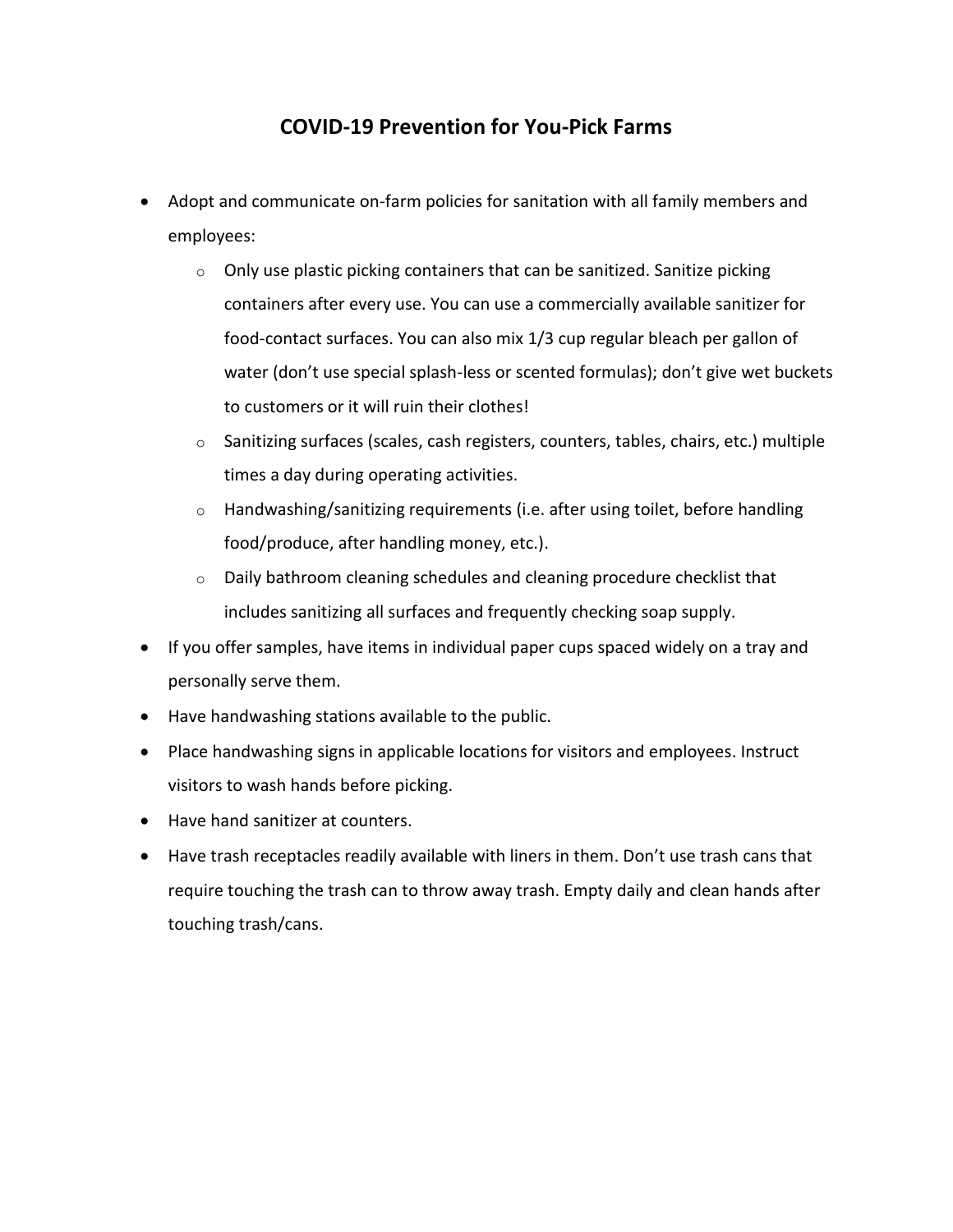# COVID-19 Prevention for You-Pick Farms

- Adopt and communicate on-farm policies for sanitation with all family members and employees:
  - Only use plastic picking containers that can be sanitized. Sanitize picking containers after every use. You can use a commercially available sanitizer for food-contact surfaces. You can also mix 1/3 cup regular bleach per gallon of water (don't use special splash-less or scented formulas); don't give wet buckets to customers or it will ruin their clothes!
  - Sanitizing surfaces (scales, cash registers, counters, tables, chairs, etc.) multiple times a day during operating activities.
  - Handwashing/sanitizing requirements (i.e. after using toilet, before handling food/produce, after handling money, etc.).
  - Daily bathroom cleaning schedules and cleaning procedure checklist that includes sanitizing all surfaces and frequently checking soap supply.
- If you offer samples, have items in individual paper cups spaced widely on a tray and personally serve them.
- Have handwashing stations available to the public.
- Place handwashing signs in applicable locations for visitors and employees. Instruct visitors to wash hands before picking.
- Have hand sanitizer at counters.
- Have trash receptacles readily available with liners in them. Don't use trash cans that require touching the trash can to throw away trash. Empty daily and clean hands after touching trash/cans.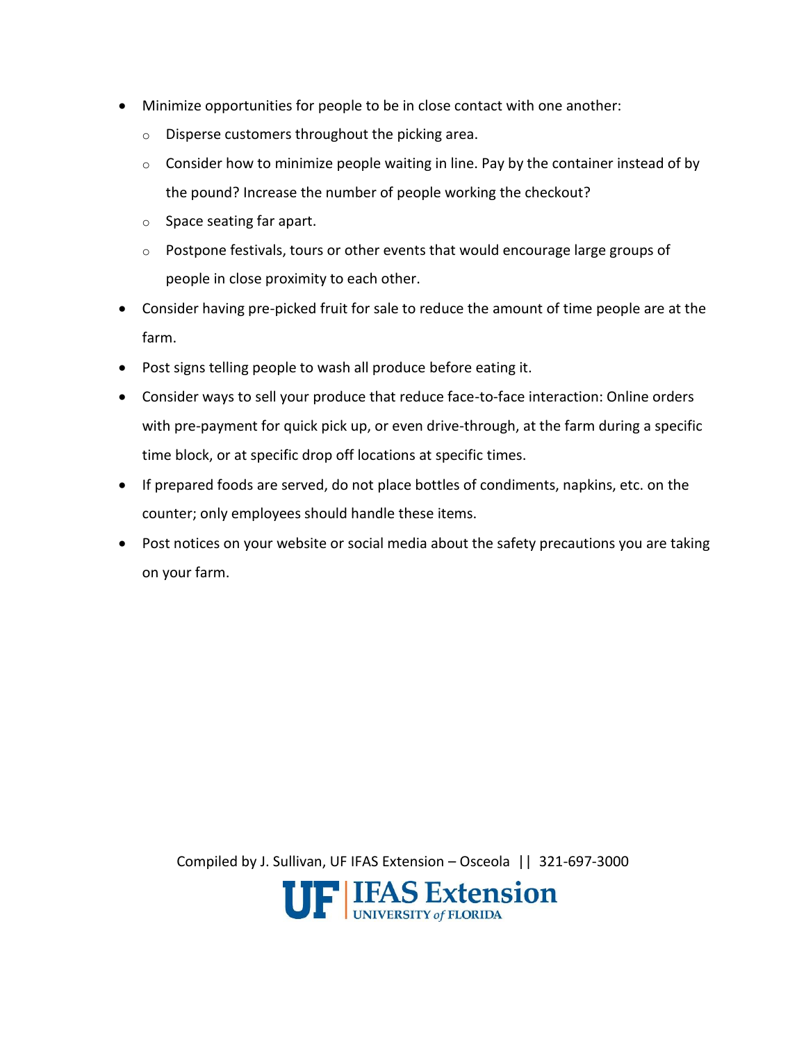- Minimize opportunities for people to be in close contact with one another:
  - Disperse customers throughout the picking area.
  - Consider how to minimize people waiting in line. Pay by the container instead of by the pound? Increase the number of people working the checkout?
  - Space seating far apart.
  - Postpone festivals, tours or other events that would encourage large groups of people in close proximity to each other.
- Consider having pre-picked fruit for sale to reduce the amount of time people are at the farm.
- Post signs telling people to wash all produce before eating it.
- Consider ways to sell your produce that reduce face-to-face interaction: Online orders with pre-payment for quick pick up, or even drive-through, at the farm during a specific time block, or at specific drop off locations at specific times.
- If prepared foods are served, do not place bottles of condiments, napkins, etc. on the counter; only employees should handle these items.
- Post notices on your website or social media about the safety precautions you are taking on your farm.

Compiled by J. Sullivan, UF IFAS Extension – Osceola || 321-697-3000

UF | IFAS Extension
UNIVERSITY of FLORIDA